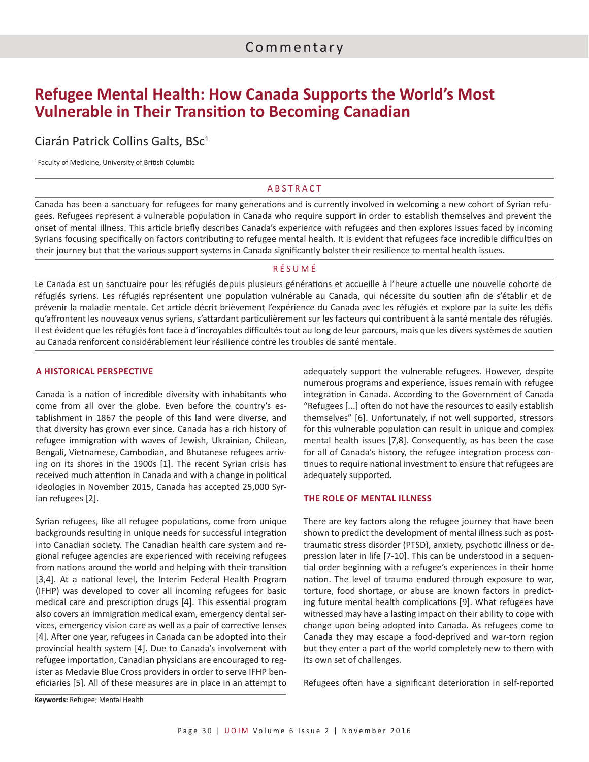Commentary

# Refugee Mental Health: How Canada Supports the World's Most Vulnerable in Their Transition to Becoming Canadian

Ciarán Patrick Collins Galts, BSc[1]

[1] Faculty of Medicine, University of British Columbia

## ABSTRACT

Canada has been a sanctuary for refugees for many generations and is currently involved in welcoming a new cohort of Syrian refugees. Refugees represent a vulnerable population in Canada who require support in order to establish themselves and prevent the onset of mental illness. This article briefly describes Canada's experience with refugees and then explores issues faced by incoming Syrians focusing specifically on factors contributing to refugee mental health. It is evident that refugees face incredible difficulties on their journey but that the various support systems in Canada significantly bolster their resilience to mental health issues.

## RÉSUMÉ

Le Canada est un sanctuaire pour les réfugiés depuis plusieurs générations et accueille à l'heure actuelle une nouvelle cohorte de réfugiés syriens. Les réfugiés représentent une population vulnérable au Canada, qui nécessite du soutien afin de s'établir et de prévenir la maladie mentale. Cet article décrit brièvement l'expérience du Canada avec les réfugiés et explore par la suite les défis qu'affrontent les nouveaux venus syriens, s'attardant particulièrement sur les facteurs qui contribuent à la santé mentale des réfugiés. Il est évident que les réfugiés font face à d'incroyables difficultés tout au long de leur parcours, mais que les divers systèmes de soutien au Canada renforcent considérablement leur résilience contre les troubles de santé mentale.

## A HISTORICAL PERSPECTIVE

Canada is a nation of incredible diversity with inhabitants who come from all over the globe. Even before the country's establishment in 1867 the people of this land were diverse, and that diversity has grown ever since. Canada has a rich history of refugee immigration with waves of Jewish, Ukrainian, Chilean, Bengali, Vietnamese, Cambodian, and Bhutanese refugees arriving on its shores in the 1900s [1]. The recent Syrian crisis has received much attention in Canada and with a change in political ideologies in November 2015, Canada has accepted 25,000 Syrian refugees [2].

Syrian refugees, like all refugee populations, come from unique backgrounds resulting in unique needs for successful integration into Canadian society. The Canadian health care system and regional refugee agencies are experienced with receiving refugees from nations around the world and helping with their transition [3,4]. At a national level, the Interim Federal Health Program (IFHP) was developed to cover all incoming refugees for basic medical care and prescription drugs [4]. This essential program also covers an immigration medical exam, emergency dental services, emergency vision care as well as a pair of corrective lenses [4]. After one year, refugees in Canada can be adopted into their provincial health system [4]. Due to Canada's involvement with refugee importation, Canadian physicians are encouraged to register as Medavie Blue Cross providers in order to serve IFHP beneficiaries [5]. All of these measures are in place in an attempt to adequately support the vulnerable refugees. However, despite numerous programs and experience, issues remain with refugee integration in Canada. According to the Government of Canada "Refugees [...] often do not have the resources to easily establish themselves" [6]. Unfortunately, if not well supported, stressors for this vulnerable population can result in unique and complex mental health issues [7,8]. Consequently, as has been the case for all of Canada's history, the refugee integration process continues to require national investment to ensure that refugees are adequately supported.

**Keywords:** Refugee; Mental Health

## THE ROLE OF MENTAL ILLNESS

There are key factors along the refugee journey that have been shown to predict the development of mental illness such as post-traumatic stress disorder (PTSD), anxiety, psychotic illness or depression later in life [7-10]. This can be understood in a sequential order beginning with a refugee's experiences in their home nation. The level of trauma endured through exposure to war, torture, food shortage, or abuse are known factors in predicting future mental health complications [9]. What refugees have witnessed may have a lasting impact on their ability to cope with change upon being adopted into Canada. As refugees come to Canada they may escape a food-deprived and war-torn region but they enter a part of the world completely new to them with its own set of challenges.

Refugees often have a significant deterioration in self-reported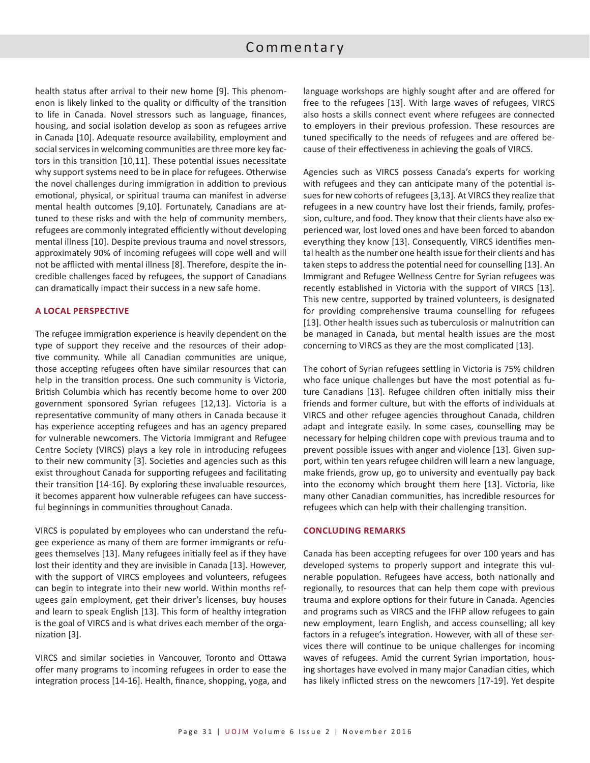health status after arrival to their new home [9]. This phenomenon is likely linked to the quality or difficulty of the transition to life in Canada. Novel stressors such as language, finances, housing, and social isolation develop as soon as refugees arrive in Canada [10]. Adequate resource availability, employment and social services in welcoming communities are three more key factors in this transition [10,11]. These potential issues necessitate why support systems need to be in place for refugees. Otherwise the novel challenges during immigration in addition to previous emotional, physical, or spiritual trauma can manifest in adverse mental health outcomes [9,10]. Fortunately, Canadians are attuned to these risks and with the help of community members, refugees are commonly integrated efficiently without developing mental illness [10]. Despite previous trauma and novel stressors, approximately 90% of incoming refugees will cope well and will not be afflicted with mental illness [8]. Therefore, despite the incredible challenges faced by refugees, the support of Canadians can dramatically impact their success in a new safe home.

## A LOCAL PERSPECTIVE

The refugee immigration experience is heavily dependent on the type of support they receive and the resources of their adoptive community. While all Canadian communities are unique, those accepting refugees often have similar resources that can help in the transition process. One such community is Victoria, British Columbia which has recently become home to over 200 government sponsored Syrian refugees [12,13]. Victoria is a representative community of many others in Canada because it has experience accepting refugees and has an agency prepared for vulnerable newcomers. The Victoria Immigrant and Refugee Centre Society (VIRCS) plays a key role in introducing refugees to their new community [3]. Societies and agencies such as this exist throughout Canada for supporting refugees and facilitating their transition [14-16]. By exploring these invaluable resources, it becomes apparent how vulnerable refugees can have successful beginnings in communities throughout Canada.

VIRCS is populated by employees who can understand the refugee experience as many of them are former immigrants or refugees themselves [13]. Many refugees initially feel as if they have lost their identity and they are invisible in Canada [13]. However, with the support of VIRCS employees and volunteers, refugees can begin to integrate into their new world. Within months refugees gain employment, get their driver's licenses, buy houses and learn to speak English [13]. This form of healthy integration is the goal of VIRCS and is what drives each member of the organization [3].

VIRCS and similar societies in Vancouver, Toronto and Ottawa offer many programs to incoming refugees in order to ease the integration process [14-16]. Health, finance, shopping, yoga, and language workshops are highly sought after and are offered for free to the refugees [13]. With large waves of refugees, VIRCS also hosts a skills connect event where refugees are connected to employers in their previous profession. These resources are tuned specifically to the needs of refugees and are offered because of their effectiveness in achieving the goals of VIRCS.

Agencies such as VIRCS possess Canada's experts for working with refugees and they can anticipate many of the potential issues for new cohorts of refugees [3,13]. At VIRCS they realize that refugees in a new country have lost their friends, family, profession, culture, and food. They know that their clients have also experienced war, lost loved ones and have been forced to abandon everything they know [13]. Consequently, VIRCS identifies mental health as the number one health issue for their clients and has taken steps to address the potential need for counselling [13]. An Immigrant and Refugee Wellness Centre for Syrian refugees was recently established in Victoria with the support of VIRCS [13]. This new centre, supported by trained volunteers, is designated for providing comprehensive trauma counselling for refugees [13]. Other health issues such as tuberculosis or malnutrition can be managed in Canada, but mental health issues are the most concerning to VIRCS as they are the most complicated [13].

The cohort of Syrian refugees settling in Victoria is 75% children who face unique challenges but have the most potential as future Canadians [13]. Refugee children often initially miss their friends and former culture, but with the efforts of individuals at VIRCS and other refugee agencies throughout Canada, children adapt and integrate easily. In some cases, counselling may be necessary for helping children cope with previous trauma and to prevent possible issues with anger and violence [13]. Given support, within ten years refugee children will learn a new language, make friends, grow up, go to university and eventually pay back into the economy which brought them here [13]. Victoria, like many other Canadian communities, has incredible resources for refugees which can help with their challenging transition.

## CONCLUDING REMARKS

Canada has been accepting refugees for over 100 years and has developed systems to properly support and integrate this vulnerable population. Refugees have access, both nationally and regionally, to resources that can help them cope with previous trauma and explore options for their future in Canada. Agencies and programs such as VIRCS and the IFHP allow refugees to gain new employment, learn English, and access counselling; all key factors in a refugee's integration. However, with all of these services there will continue to be unique challenges for incoming waves of refugees. Amid the current Syrian importation, housing shortages have evolved in many major Canadian cities, which has likely inflicted stress on the newcomers [17-19]. Yet despite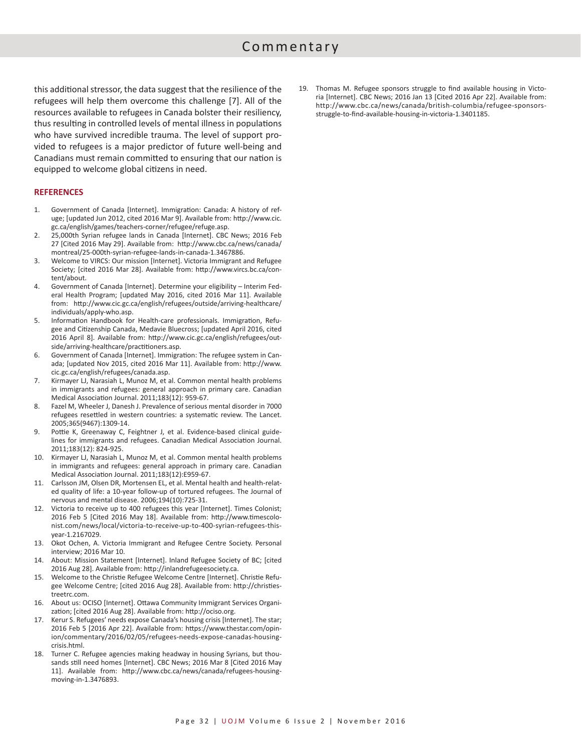this additional stressor, the data suggest that the resilience of the refugees will help them overcome this challenge [7]. All of the resources available to refugees in Canada bolster their resiliency, thus resulting in controlled levels of mental illness in populations who have survived incredible trauma. The level of support provided to refugees is a major predictor of future well-being and Canadians must remain committed to ensuring that our nation is equipped to welcome global citizens in need.

## REFERENCES

1. Government of Canada [Internet]. Immigration: Canada: A history of refuge; [updated Jun 2012, cited 2016 Mar 9]. Available from: http://www.cic.gc.ca/english/games/teachers-corner/refugee/refuge.asp.
2. 25,000th Syrian refugee lands in Canada [Internet]. CBC News; 2016 Feb 27 [Cited 2016 May 29]. Available from: http://www.cbc.ca/news/canada/montreal/25-000th-syrian-refugee-lands-in-canada-1.3467886.
3. Welcome to VIRCS: Our mission [Internet]. Victoria Immigrant and Refugee Society; [cited 2016 Mar 28]. Available from: http://www.vircs.bc.ca/content/about.
4. Government of Canada [Internet]. Determine your eligibility – Interim Federal Health Program; [updated May 2016, cited 2016 Mar 11]. Available from: http://www.cic.gc.ca/english/refugees/outside/arriving-healthcare/individuals/apply-who.asp.
5. Information Handbook for Health-care professionals. Immigration, Refugee and Citizenship Canada, Medavie Bluecross; [updated April 2016, cited 2016 April 8]. Available from: http://www.cic.gc.ca/english/refugees/outside/arriving-healthcare/practitioners.asp.
6. Government of Canada [Internet]. Immigration: The refugee system in Canada; [updated Nov 2015, cited 2016 Mar 11]. Available from: http://www.cic.gc.ca/english/refugees/canada.asp.
7. Kirmayer LJ, Narasiah L, Munoz M, et al. Common mental health problems in immigrants and refugees: general approach in primary care. Canadian Medical Association Journal. 2011;183(12): 959-67.
8. Fazel M, Wheeler J, Danesh J. Prevalence of serious mental disorder in 7000 refugees resettled in western countries: a systematic review. The Lancet. 2005;365(9467):1309-14.
9. Pottie K, Greenaway C, Feightner J, et al. Evidence-based clinical guidelines for immigrants and refugees. Canadian Medical Association Journal. 2011;183(12): 824-925.
10. Kirmayer LJ, Narasiah L, Munoz M, et al. Common mental health problems in immigrants and refugees: general approach in primary care. Canadian Medical Association Journal. 2011;183(12):E959-67.
11. Carlsson JM, Olsen DR, Mortensen EL, et al. Mental health and health-related quality of life: a 10-year follow-up of tortured refugees. The Journal of nervous and mental disease. 2006;194(10):725-31.
12. Victoria to receive up to 400 refugees this year [Internet]. Times Colonist; 2016 Feb 5 [Cited 2016 May 18]. Available from: http://www.timescolonist.com/news/local/victoria-to-receive-up-to-400-syrian-refugees-this-year-1.2167029.
13. Okot Ochen, A. Victoria Immigrant and Refugee Centre Society. Personal interview; 2016 Mar 10.
14. About: Mission Statement [Internet]. Inland Refugee Society of BC; [cited 2016 Aug 28]. Available from: http://inlandrefugeesociety.ca.
15. Welcome to the Christie Refugee Welcome Centre [Internet]. Christie Refugee Welcome Centre; [cited 2016 Aug 28]. Available from: http://christiestreetrc.com.
16. About us: OCISO [Internet]. Ottawa Community Immigrant Services Organization; [cited 2016 Aug 28]. Available from: http://ociso.org.
17. Kerur S. Refugees' needs expose Canada's housing crisis [Internet]. The star; 2016 Feb 5 [2016 Apr 22]. Available from: https://www.thestar.com/opinion/commentary/2016/02/05/refugees-needs-expose-canadas-housing-crisis.html.
18. Turner C. Refugee agencies making headway in housing Syrians, but thousands still need homes [Internet]. CBC News; 2016 Mar 8 [Cited 2016 May 11]. Available from: http://www.cbc.ca/news/canada/refugees-housing-moving-in-1.3476893.
19. Thomas M. Refugee sponsors struggle to find available housing in Victoria [Internet]. CBC News; 2016 Jan 13 [Cited 2016 Apr 22]. Available from: http://www.cbc.ca/news/canada/british-columbia/refugee-sponsors-struggle-to-find-available-housing-in-victoria-1.3401185.